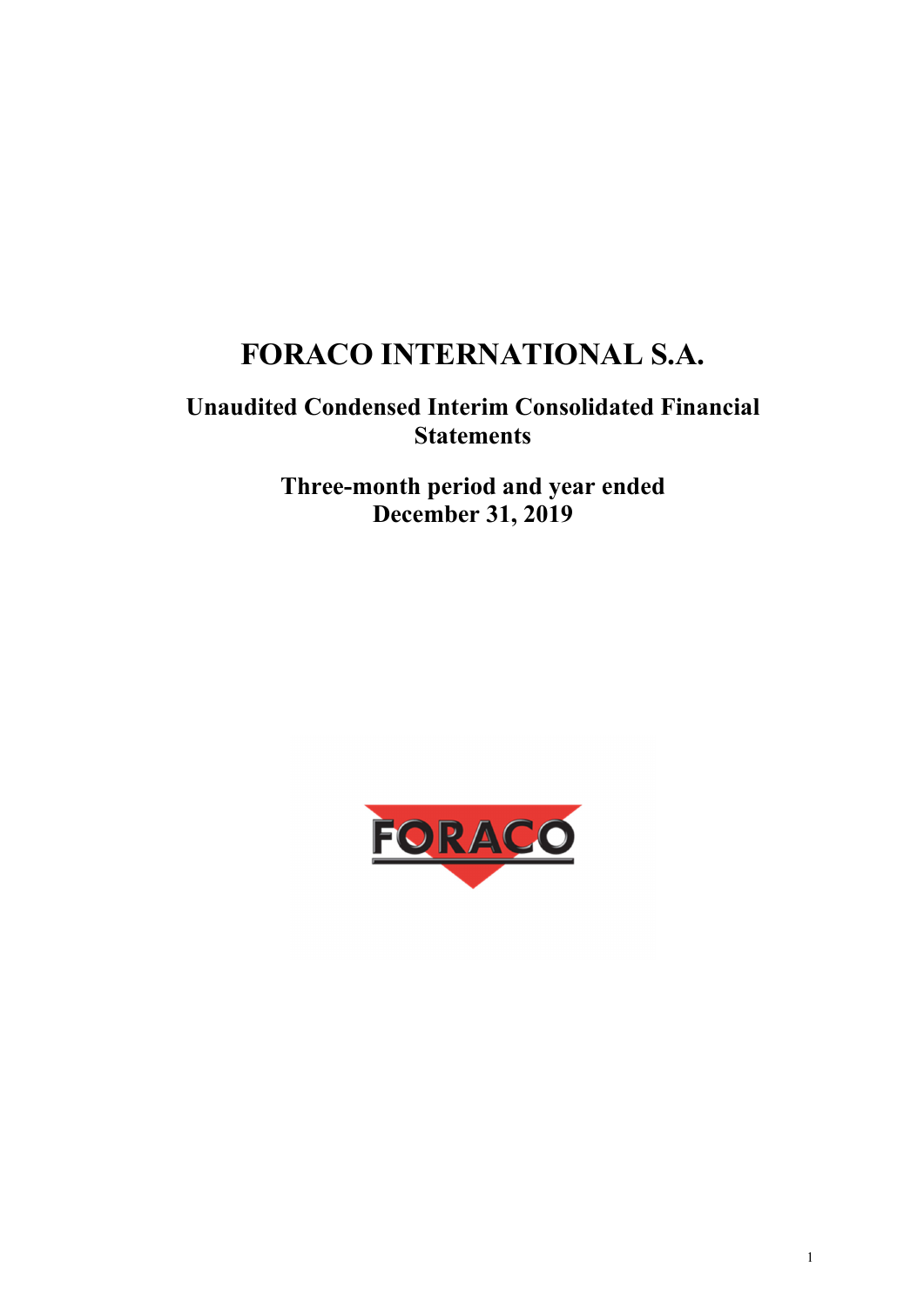# FORACO INTERNATIONAL S.A.

## Unaudited Condensed Interim Consolidated Financial Statements

## Three-month period and year ended December 31, 2019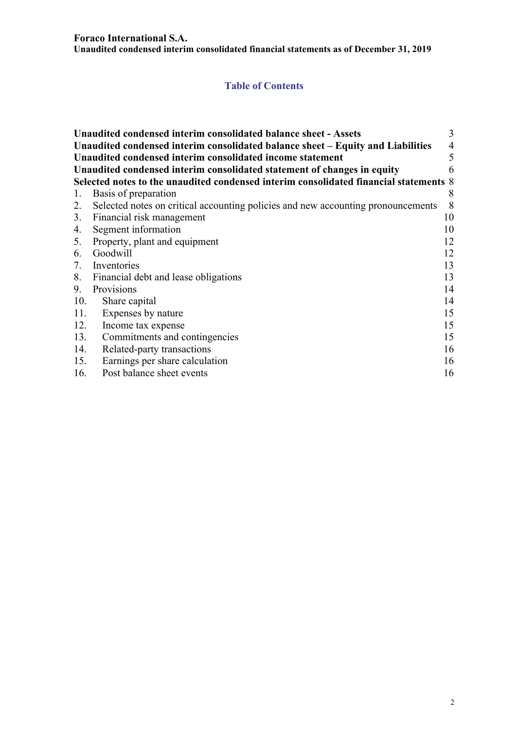**Foraco International S.A.**
**Unaudited condensed interim consolidated financial statements as of December 31, 2019**

## Table of Contents

| | |
|---|---|
| **Unaudited condensed interim consolidated balance sheet - Assets** | 3 |
| **Unaudited condensed interim consolidated balance sheet – Equity and Liabilities** | 4 |
| **Unaudited condensed interim consolidated income statement** | 5 |
| **Unaudited condensed interim consolidated statement of changes in equity** | 6 |
| **Selected notes to the unaudited condensed interim consolidated financial statements** | 8 |
| 1. Basis of preparation | 8 |
| 2. Selected notes on critical accounting policies and new accounting pronouncements | 8 |
| 3. Financial risk management | 10 |
| 4. Segment information | 10 |
| 5. Property, plant and equipment | 12 |
| 6. Goodwill | 12 |
| 7. Inventories | 13 |
| 8. Financial debt and lease obligations | 13 |
| 9. Provisions | 14 |
| 10. Share capital | 14 |
| 11. Expenses by nature | 15 |
| 12. Income tax expense | 15 |
| 13. Commitments and contingencies | 15 |
| 14. Related-party transactions | 16 |
| 15. Earnings per share calculation | 16 |
| 16. Post balance sheet events | 16 |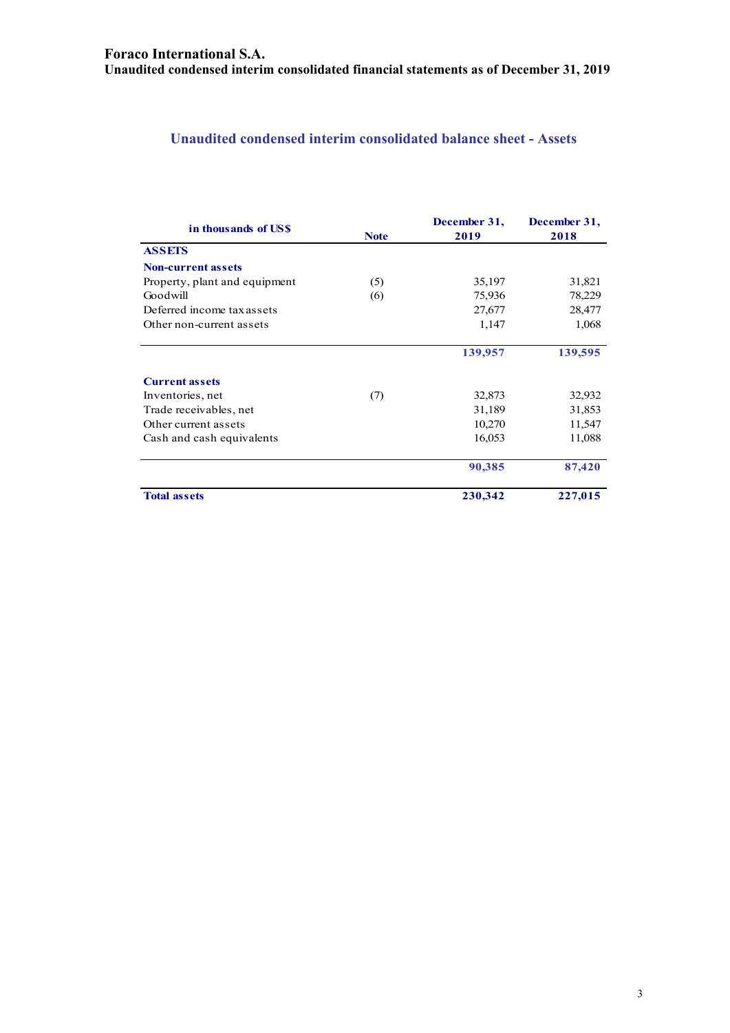## Unaudited condensed interim consolidated balance sheet - Assets

| in thousands of US$ | Note | December 31, 2019 | December 31, 2018 |
|---|---|---|---|
| **ASSETS** | | | |
| **Non-current assets** | | | |
| Property, plant and equipment | (5) | 35,197 | 31,821 |
| Goodwill | (6) | 75,936 | 78,229 |
| Deferred income tax assets | | 27,677 | 28,477 |
| Other non-current assets | | 1,147 | 1,068 |
| | | **139,957** | **139,595** |
| **Current assets** | | | |
| Inventories, net | (7) | 32,873 | 32,932 |
| Trade receivables, net | | 31,189 | 31,853 |
| Other current assets | | 10,270 | 11,547 |
| Cash and cash equivalents | | 16,053 | 11,088 |
| | | **90,385** | **87,420** |
| **Total assets** | | **230,342** | **227,015** |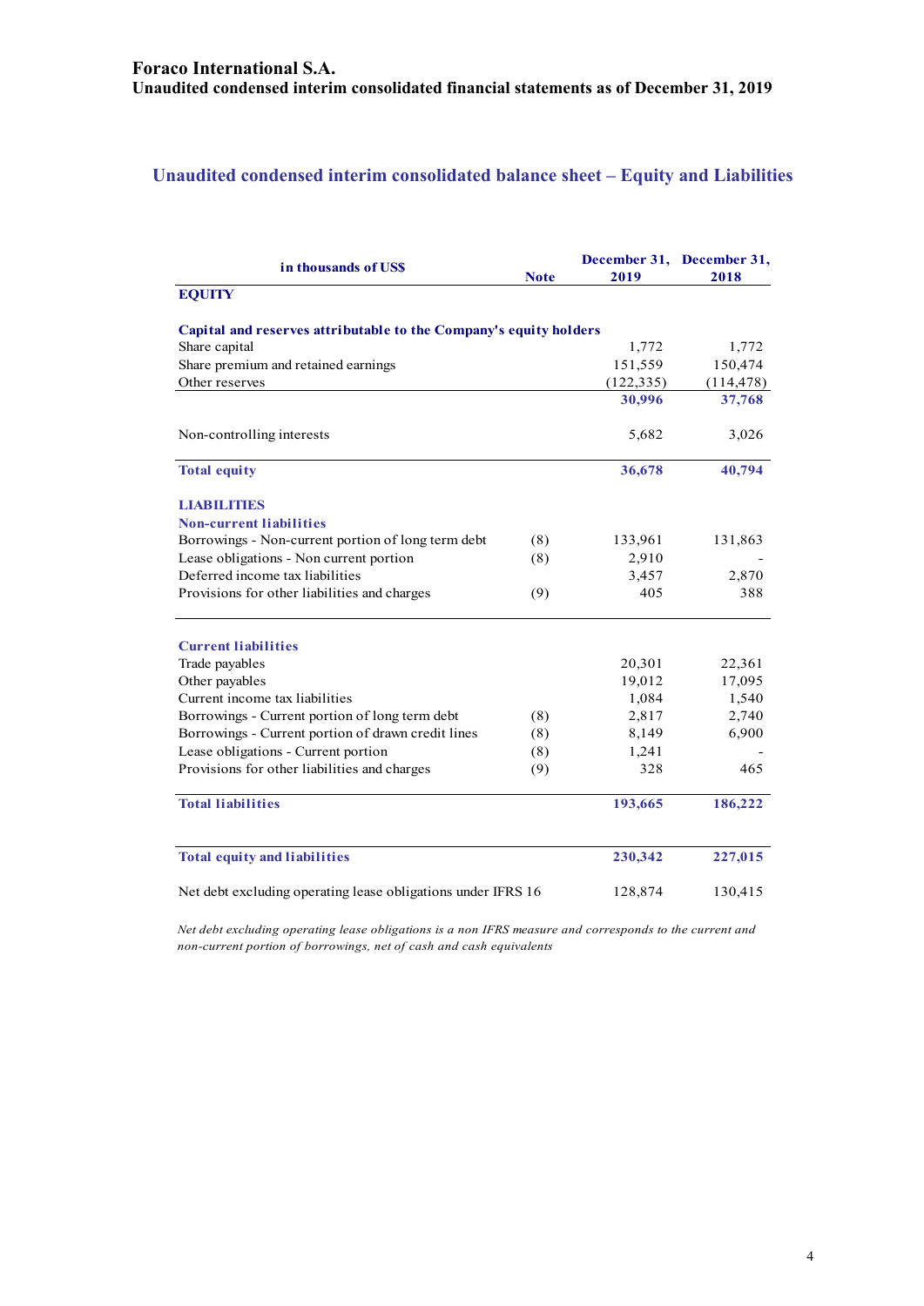# Foraco International S.A.

**Unaudited condensed interim consolidated financial statements as of December 31, 2019**

## Unaudited condensed interim consolidated balance sheet – Equity and Liabilities

| in thousands of US$ | Note | December 31, 2019 | December 31, 2018 |
|---|---|---|---|
| **EQUITY** | | | |
| **Capital and reserves attributable to the Company's equity holders** | | | |
| Share capital | | 1,772 | 1,772 |
| Share premium and retained earnings | | 151,559 | 150,474 |
| Other reserves | | (122,335) | (114,478) |
| | | **30,996** | **37,768** |
| Non-controlling interests | | 5,682 | 3,026 |
| **Total equity** | | **36,678** | **40,794** |
| **LIABILITIES** | | | |
| **Non-current liabilities** | | | |
| Borrowings - Non-current portion of long term debt | (8) | 133,961 | 131,863 |
| Lease obligations - Non current portion | (8) | 2,910 | - |
| Deferred income tax liabilities | | 3,457 | 2,870 |
| Provisions for other liabilities and charges | (9) | 405 | 388 |
| **Current liabilities** | | | |
| Trade payables | | 20,301 | 22,361 |
| Other payables | | 19,012 | 17,095 |
| Current income tax liabilities | | 1,084 | 1,540 |
| Borrowings - Current portion of long term debt | (8) | 2,817 | 2,740 |
| Borrowings - Current portion of drawn credit lines | (8) | 8,149 | 6,900 |
| Lease obligations - Current portion | (8) | 1,241 | - |
| Provisions for other liabilities and charges | (9) | 328 | 465 |
| **Total liabilities** | | **193,665** | **186,222** |
| **Total equity and liabilities** | | **230,342** | **227,015** |
| Net debt excluding operating lease obligations under IFRS 16 | | 128,874 | 130,415 |

*Net debt excluding operating lease obligations is a non IFRS measure and corresponds to the current and non-current portion of borrowings, net of cash and cash equivalents*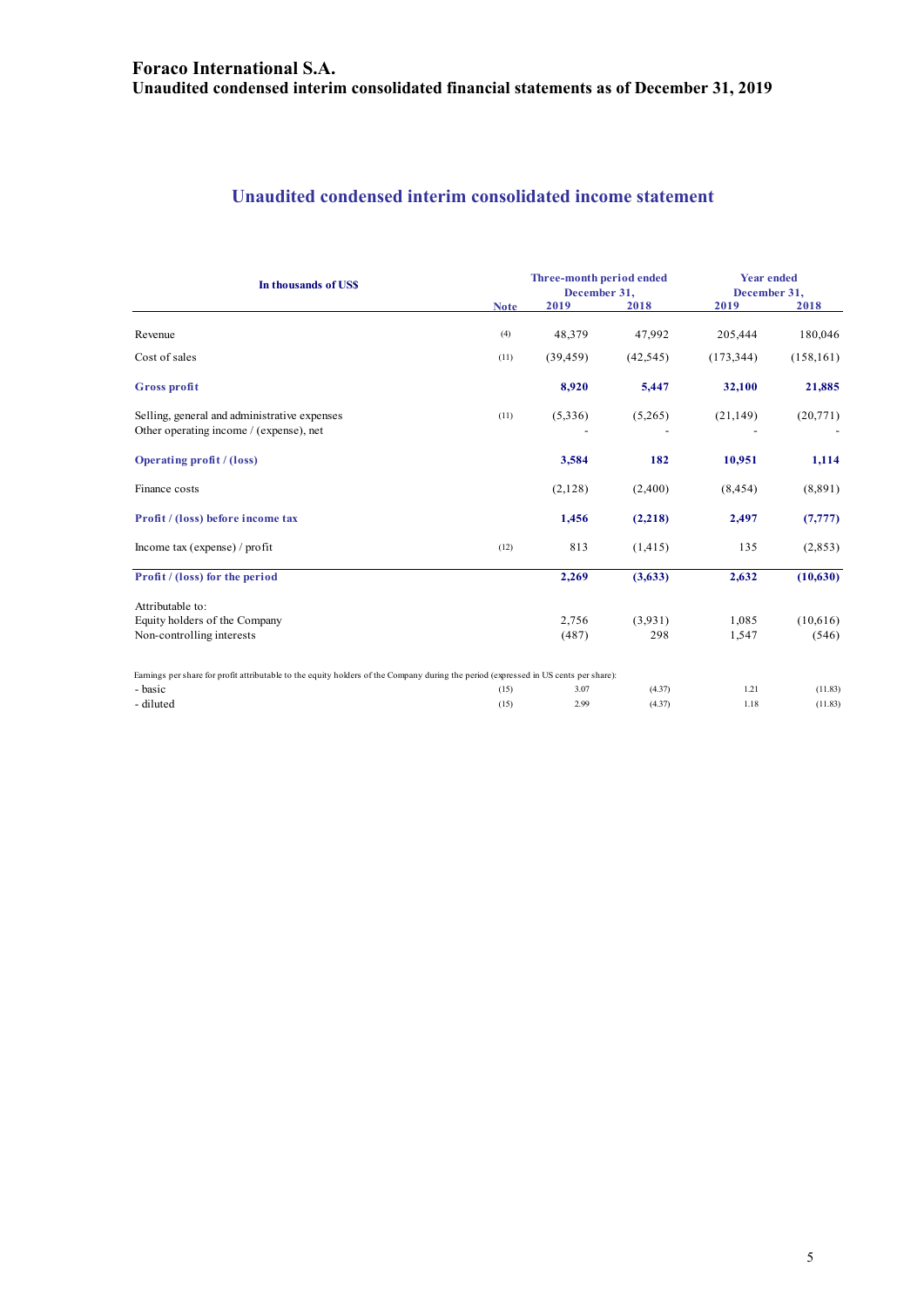# Foraco International S.A.

**Unaudited condensed interim consolidated financial statements as of December 31, 2019**

## Unaudited condensed interim consolidated income statement

| In thousands of US$ | Note | Three-month period ended December 31, 2019 | Three-month period ended December 31, 2018 | Year ended December 31, 2019 | Year ended December 31, 2018 |
|---|---|---|---|---|---|
| Revenue | (4) | 48,379 | 47,992 | 205,444 | 180,046 |
| Cost of sales | (11) | (39,459) | (42,545) | (173,344) | (158,161) |
| **Gross profit** | | **8,920** | **5,447** | **32,100** | **21,885** |
| Selling, general and administrative expenses | (11) | (5,336) | (5,265) | (21,149) | (20,771) |
| Other operating income / (expense), net | | - | - | - | - |
| **Operating profit / (loss)** | | **3,584** | **182** | **10,951** | **1,114** |
| Finance costs | | (2,128) | (2,400) | (8,454) | (8,891) |
| **Profit / (loss) before income tax** | | **1,456** | **(2,218)** | **2,497** | **(7,777)** |
| Income tax (expense) / profit | (12) | 813 | (1,415) | 135 | (2,853) |
| **Profit / (loss) for the period** | | **2,269** | **(3,633)** | **2,632** | **(10,630)** |
| Attributable to: | | | | | |
| Equity holders of the Company | | 2,756 | (3,931) | 1,085 | (10,616) |
| Non-controlling interests | | (487) | 298 | 1,547 | (546) |
| Earnings per share for profit attributable to the equity holders of the Company during the period (expressed in US cents per share): | | | | | |
| - basic | (15) | 3.07 | (4.37) | 1.21 | (11.83) |
| - diluted | (15) | 2.99 | (4.37) | 1.18 | (11.83) |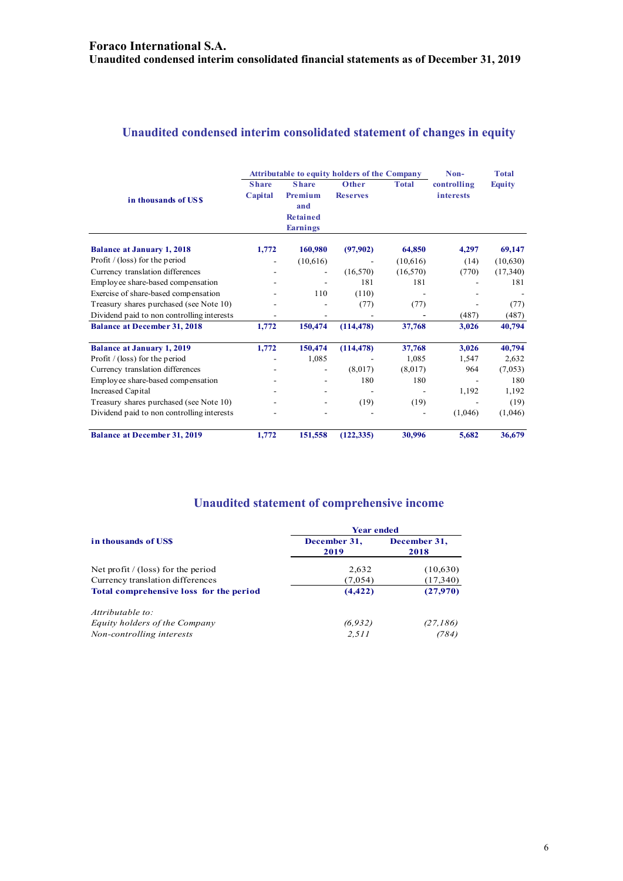**Foraco International S.A.**
**Unaudited condensed interim consolidated financial statements as of December 31, 2019**

## Unaudited condensed interim consolidated statement of changes in equity

| in thousands of US$ | Attributable to equity holders of the Company | | | | Non-controlling interests | Total Equity |
|---|---|---|---|---|---|---|
| | Share Capital | Share Premium and Retained Earnings | Other Reserves | Total | | |
| **Balance at January 1, 2018** | **1,772** | **160,980** | **(97,902)** | **64,850** | **4,297** | **69,147** |
| Profit / (loss) for the period | - | (10,616) | - | (10,616) | (14) | (10,630) |
| Currency translation differences | - | - | (16,570) | (16,570) | (770) | (17,340) |
| Employee share-based compensation | - | - | 181 | 181 | - | 181 |
| Exercise of share-based compensation | - | 110 | (110) | - | - | - |
| Treasury shares purchased (see Note 10) | - | - | (77) | (77) | - | (77) |
| Dividend paid to non controlling interests | - | - | - | - | (487) | (487) |
| **Balance at December 31, 2018** | **1,772** | **150,474** | **(114,478)** | **37,768** | **3,026** | **40,794** |
| **Balance at January 1, 2019** | **1,772** | **150,474** | **(114,478)** | **37,768** | **3,026** | **40,794** |
| Profit / (loss) for the period | - | 1,085 | - | 1,085 | 1,547 | 2,632 |
| Currency translation differences | - | - | (8,017) | (8,017) | 964 | (7,053) |
| Employee share-based compensation | - | - | 180 | 180 | - | 180 |
| Increased Capital | - | - | - | - | 1,192 | 1,192 |
| Treasury shares purchased (see Note 10) | - | - | (19) | (19) | - | (19) |
| Dividend paid to non controlling interests | - | - | - | - | (1,046) | (1,046) |
| **Balance at December 31, 2019** | **1,772** | **151,558** | **(122,335)** | **30,996** | **5,682** | **36,679** |

## Unaudited statement of comprehensive income

| in thousands of US$ | Year ended | |
|---|---|---|
| | December 31, 2019 | December 31, 2018 |
| Net profit / (loss) for the period | 2,632 | (10,630) |
| Currency translation differences | (7,054) | (17,340) |
| **Total comprehensive loss for the period** | **(4,422)** | **(27,970)** |
| *Attributable to:* | | |
| *Equity holders of the Company* | *(6,932)* | *(27,186)* |
| *Non-controlling interests* | *2,511* | *(784)* |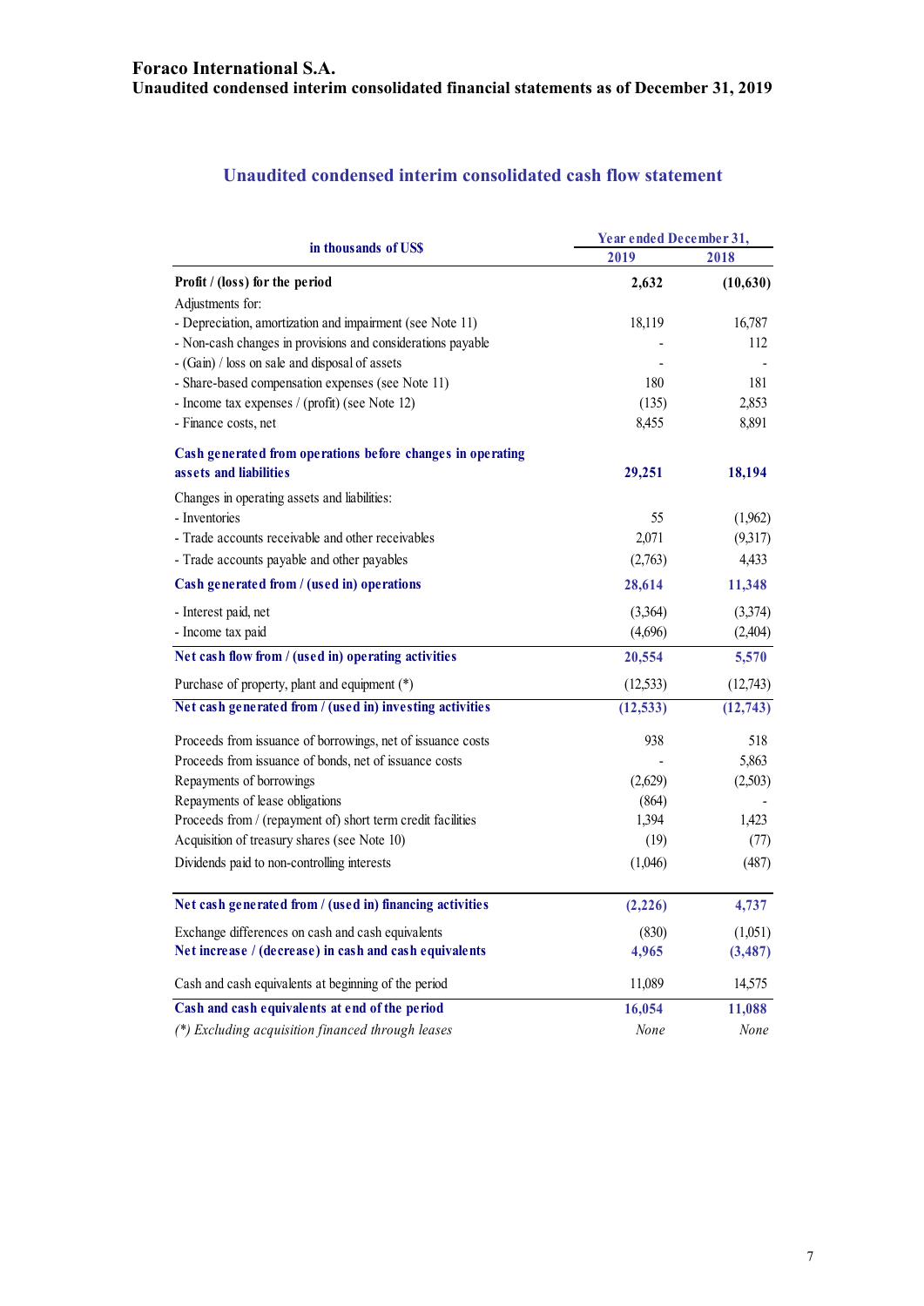**Foraco International S.A.**
**Unaudited condensed interim consolidated financial statements as of December 31, 2019**

## Unaudited condensed interim consolidated cash flow statement

| in thousands of US$ | Year ended December 31, 2019 | Year ended December 31, 2018 |
|---|---|---|
| **Profit / (loss) for the period** | **2,632** | **(10,630)** |
| Adjustments for: | | |
| - Depreciation, amortization and impairment (see Note 11) | 18,119 | 16,787 |
| - Non-cash changes in provisions and considerations payable | - | 112 |
| - (Gain) / loss on sale and disposal of assets | - | - |
| - Share-based compensation expenses (see Note 11) | 180 | 181 |
| - Income tax expenses / (profit) (see Note 12) | (135) | 2,853 |
| - Finance costs, net | 8,455 | 8,891 |
| **Cash generated from operations before changes in operating assets and liabilities** | **29,251** | **18,194** |
| Changes in operating assets and liabilities: | | |
| - Inventories | 55 | (1,962) |
| - Trade accounts receivable and other receivables | 2,071 | (9,317) |
| - Trade accounts payable and other payables | (2,763) | 4,433 |
| **Cash generated from / (used in) operations** | **28,614** | **11,348** |
| - Interest paid, net | (3,364) | (3,374) |
| - Income tax paid | (4,696) | (2,404) |
| **Net cash flow from / (used in) operating activities** | **20,554** | **5,570** |
| Purchase of property, plant and equipment (*) | (12,533) | (12,743) |
| **Net cash generated from / (used in) investing activities** | **(12,533)** | **(12,743)** |
| Proceeds from issuance of borrowings, net of issuance costs | 938 | 518 |
| Proceeds from issuance of bonds, net of issuance costs | - | 5,863 |
| Repayments of borrowings | (2,629) | (2,503) |
| Repayments of lease obligations | (864) | - |
| Proceeds from / (repayment of) short term credit facilities | 1,394 | 1,423 |
| Acquisition of treasury shares (see Note 10) | (19) | (77) |
| Dividends paid to non-controlling interests | (1,046) | (487) |
| **Net cash generated from / (used in) financing activities** | **(2,226)** | **4,737** |
| Exchange differences on cash and cash equivalents | (830) | (1,051) |
| **Net increase / (decrease) in cash and cash equivalents** | **4,965** | **(3,487)** |
| Cash and cash equivalents at beginning of the period | 11,089 | 14,575 |
| **Cash and cash equivalents at end of the period** | **16,054** | **11,088** |
| *(\*) Excluding acquisition financed through leases* | *None* | *None* |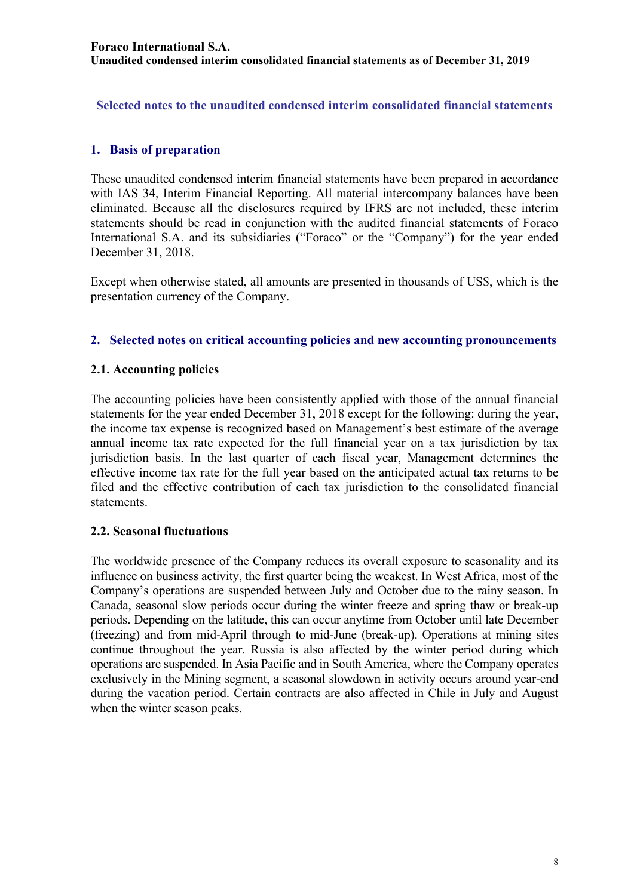## Selected notes to the unaudited condensed interim consolidated financial statements

### 1. Basis of preparation

These unaudited condensed interim financial statements have been prepared in accordance with IAS 34, Interim Financial Reporting. All material intercompany balances have been eliminated. Because all the disclosures required by IFRS are not included, these interim statements should be read in conjunction with the audited financial statements of Foraco International S.A. and its subsidiaries ("Foraco" or the "Company") for the year ended December 31, 2018.

Except when otherwise stated, all amounts are presented in thousands of US$, which is the presentation currency of the Company.

### 2. Selected notes on critical accounting policies and new accounting pronouncements

#### 2.1. Accounting policies

The accounting policies have been consistently applied with those of the annual financial statements for the year ended December 31, 2018 except for the following: during the year, the income tax expense is recognized based on Management's best estimate of the average annual income tax rate expected for the full financial year on a tax jurisdiction by tax jurisdiction basis. In the last quarter of each fiscal year, Management determines the effective income tax rate for the full year based on the anticipated actual tax returns to be filed and the effective contribution of each tax jurisdiction to the consolidated financial statements.

#### 2.2. Seasonal fluctuations

The worldwide presence of the Company reduces its overall exposure to seasonality and its influence on business activity, the first quarter being the weakest. In West Africa, most of the Company's operations are suspended between July and October due to the rainy season. In Canada, seasonal slow periods occur during the winter freeze and spring thaw or break-up periods. Depending on the latitude, this can occur anytime from October until late December (freezing) and from mid-April through to mid-June (break-up). Operations at mining sites continue throughout the year. Russia is also affected by the winter period during which operations are suspended. In Asia Pacific and in South America, where the Company operates exclusively in the Mining segment, a seasonal slowdown in activity occurs around year-end during the vacation period. Certain contracts are also affected in Chile in July and August when the winter season peaks.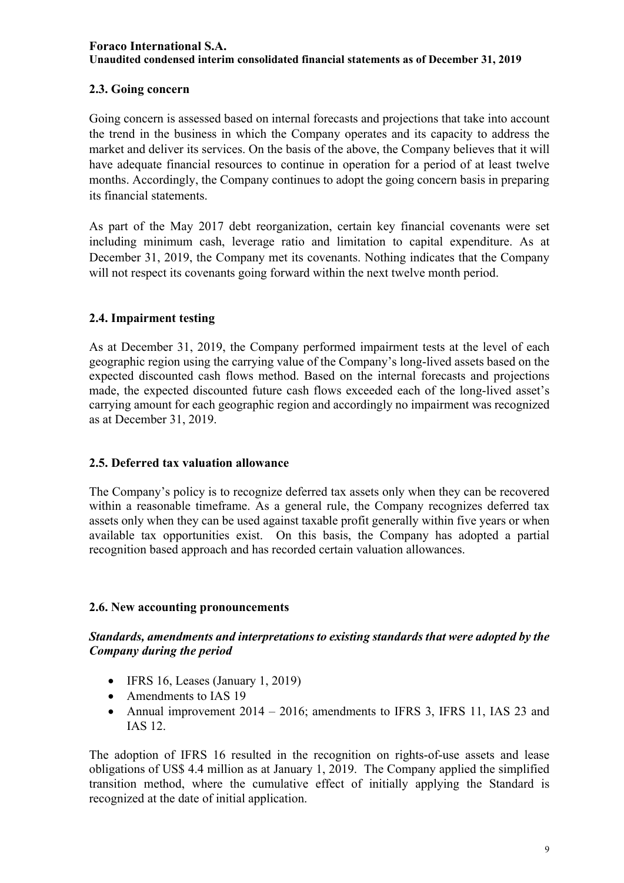### 2.3. Going concern

Going concern is assessed based on internal forecasts and projections that take into account the trend in the business in which the Company operates and its capacity to address the market and deliver its services. On the basis of the above, the Company believes that it will have adequate financial resources to continue in operation for a period of at least twelve months. Accordingly, the Company continues to adopt the going concern basis in preparing its financial statements.

As part of the May 2017 debt reorganization, certain key financial covenants were set including minimum cash, leverage ratio and limitation to capital expenditure. As at December 31, 2019, the Company met its covenants. Nothing indicates that the Company will not respect its covenants going forward within the next twelve month period.

### 2.4. Impairment testing

As at December 31, 2019, the Company performed impairment tests at the level of each geographic region using the carrying value of the Company's long-lived assets based on the expected discounted cash flows method. Based on the internal forecasts and projections made, the expected discounted future cash flows exceeded each of the long-lived asset's carrying amount for each geographic region and accordingly no impairment was recognized as at December 31, 2019.

### 2.5. Deferred tax valuation allowance

The Company's policy is to recognize deferred tax assets only when they can be recovered within a reasonable timeframe. As a general rule, the Company recognizes deferred tax assets only when they can be used against taxable profit generally within five years or when available tax opportunities exist. On this basis, the Company has adopted a partial recognition based approach and has recorded certain valuation allowances.

### 2.6. New accounting pronouncements

***Standards, amendments and interpretations to existing standards that were adopted by the Company during the period***

- IFRS 16, Leases (January 1, 2019)
- Amendments to IAS 19
- Annual improvement 2014 – 2016; amendments to IFRS 3, IFRS 11, IAS 23 and IAS 12.

The adoption of IFRS 16 resulted in the recognition on rights-of-use assets and lease obligations of US$ 4.4 million as at January 1, 2019. The Company applied the simplified transition method, where the cumulative effect of initially applying the Standard is recognized at the date of initial application.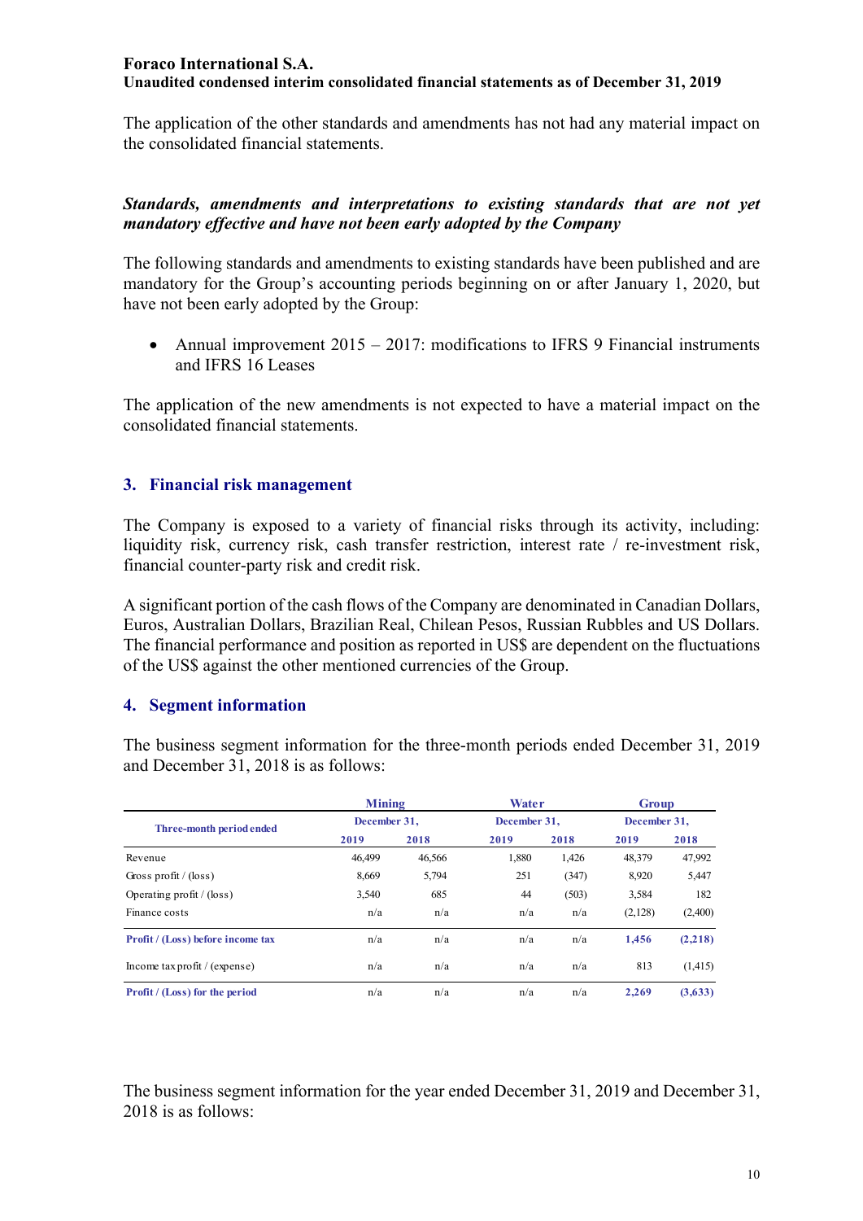The application of the other standards and amendments has not had any material impact on the consolidated financial statements.

***Standards, amendments and interpretations to existing standards that are not yet mandatory effective and have not been early adopted by the Company***

The following standards and amendments to existing standards have been published and are mandatory for the Group's accounting periods beginning on or after January 1, 2020, but have not been early adopted by the Group:

- Annual improvement 2015 – 2017: modifications to IFRS 9 Financial instruments and IFRS 16 Leases

The application of the new amendments is not expected to have a material impact on the consolidated financial statements.

## 3. Financial risk management

The Company is exposed to a variety of financial risks through its activity, including: liquidity risk, currency risk, cash transfer restriction, interest rate / re-investment risk, financial counter-party risk and credit risk.

A significant portion of the cash flows of the Company are denominated in Canadian Dollars, Euros, Australian Dollars, Brazilian Real, Chilean Pesos, Russian Rubbles and US Dollars. The financial performance and position as reported in US$ are dependent on the fluctuations of the US$ against the other mentioned currencies of the Group.

## 4. Segment information

The business segment information for the three-month periods ended December 31, 2019 and December 31, 2018 is as follows:

| Three-month period ended | Mining | | Water | | Group | |
|---|---|---|---|---|---|---|
| | December 31, | | December 31, | | December 31, | |
| | 2019 | 2018 | 2019 | 2018 | 2019 | 2018 |
| Revenue | 46,499 | 46,566 | 1,880 | 1,426 | 48,379 | 47,992 |
| Gross profit / (loss) | 8,669 | 5,794 | 251 | (347) | 8,920 | 5,447 |
| Operating profit / (loss) | 3,540 | 685 | 44 | (503) | 3,584 | 182 |
| Finance costs | n/a | n/a | n/a | n/a | (2,128) | (2,400) |
| **Profit / (Loss) before income tax** | n/a | n/a | n/a | n/a | **1,456** | **(2,218)** |
| Income tax profit / (expense) | n/a | n/a | n/a | n/a | 813 | (1,415) |
| **Profit / (Loss) for the period** | n/a | n/a | n/a | n/a | **2,269** | **(3,633)** |

The business segment information for the year ended December 31, 2019 and December 31, 2018 is as follows: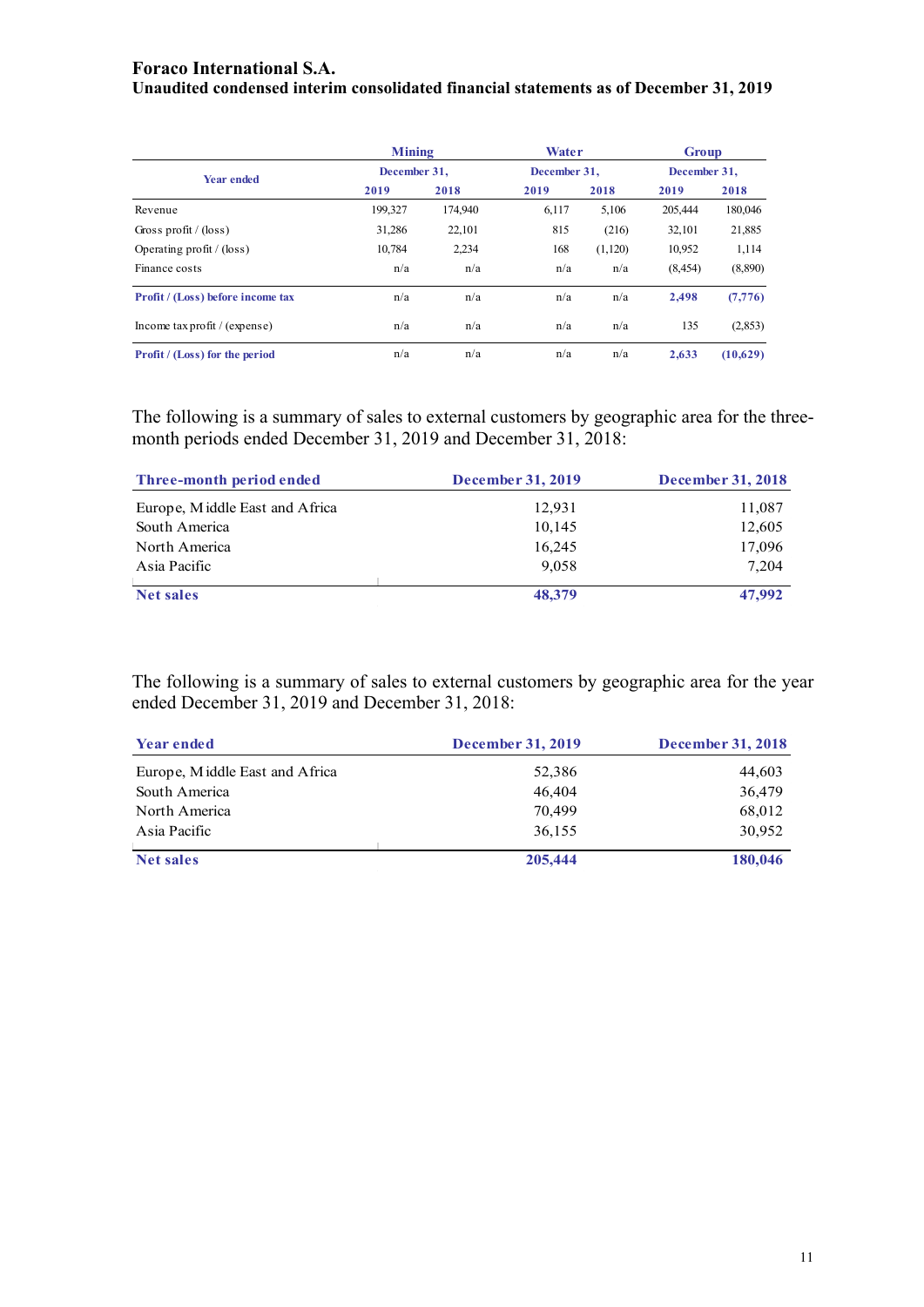**Foraco International S.A.**
**Unaudited condensed interim consolidated financial statements as of December 31, 2019**

| Year ended | Mining | | Water | | Group | |
|---|---|---|---|---|---|---|
| | December 31, | | December 31, | | December 31, | |
| | 2019 | 2018 | 2019 | 2018 | 2019 | 2018 |
| Revenue | 199,327 | 174,940 | 6,117 | 5,106 | 205,444 | 180,046 |
| Gross profit / (loss) | 31,286 | 22,101 | 815 | (216) | 32,101 | 21,885 |
| Operating profit / (loss) | 10,784 | 2,234 | 168 | (1,120) | 10,952 | 1,114 |
| Finance costs | n/a | n/a | n/a | n/a | (8,454) | (8,890) |
| **Profit / (Loss) before income tax** | n/a | n/a | n/a | n/a | **2,498** | **(7,776)** |
| Income tax profit / (expense) | n/a | n/a | n/a | n/a | 135 | (2,853) |
| **Profit / (Loss) for the period** | n/a | n/a | n/a | n/a | **2,633** | **(10,629)** |

The following is a summary of sales to external customers by geographic area for the three-month periods ended December 31, 2019 and December 31, 2018:

| Three-month period ended | December 31, 2019 | December 31, 2018 |
|---|---|---|
| Europe, Middle East and Africa | 12,931 | 11,087 |
| South America | 10,145 | 12,605 |
| North America | 16,245 | 17,096 |
| Asia Pacific | 9,058 | 7,204 |
| **Net sales** | **48,379** | **47,992** |

The following is a summary of sales to external customers by geographic area for the year ended December 31, 2019 and December 31, 2018:

| Year ended | December 31, 2019 | December 31, 2018 |
|---|---|---|
| Europe, Middle East and Africa | 52,386 | 44,603 |
| South America | 46,404 | 36,479 |
| North America | 70,499 | 68,012 |
| Asia Pacific | 36,155 | 30,952 |
| **Net sales** | **205,444** | **180,046** |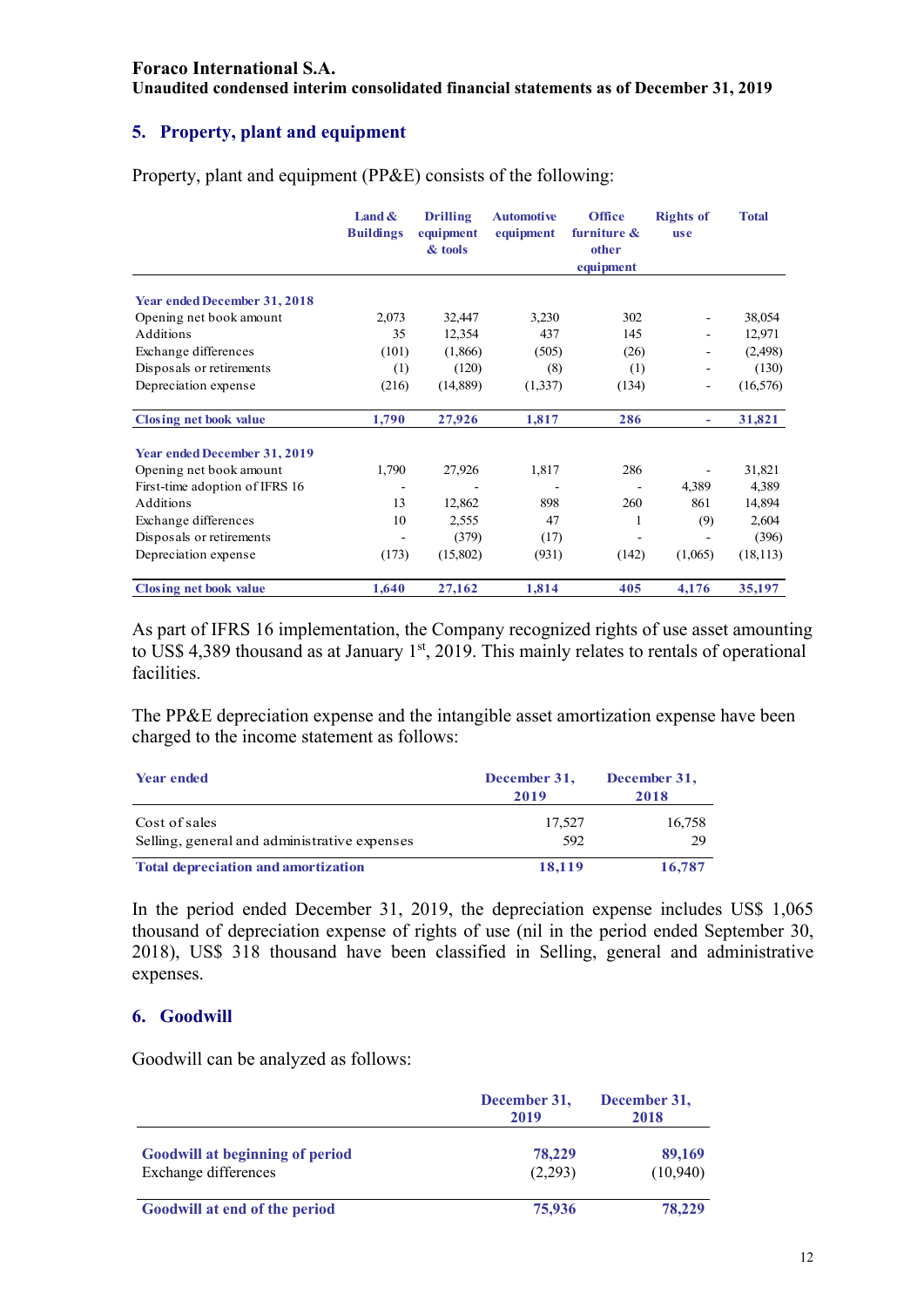**Foraco International S.A.**
**Unaudited condensed interim consolidated financial statements as of December 31, 2019**

## 5. Property, plant and equipment

Property, plant and equipment (PP&E) consists of the following:

| | Land & Buildings | Drilling equipment & tools | Automotive equipment | Office furniture & other equipment | Rights of use | Total |
|---|---|---|---|---|---|---|
| **Year ended December 31, 2018** | | | | | | |
| Opening net book amount | 2,073 | 32,447 | 3,230 | 302 | - | 38,054 |
| Additions | 35 | 12,354 | 437 | 145 | - | 12,971 |
| Exchange differences | (101) | (1,866) | (505) | (26) | - | (2,498) |
| Disposals or retirements | (1) | (120) | (8) | (1) | - | (130) |
| Depreciation expense | (216) | (14,889) | (1,337) | (134) | - | (16,576) |
| **Closing net book value** | **1,790** | **27,926** | **1,817** | **286** | **-** | **31,821** |
| **Year ended December 31, 2019** | | | | | | |
| Opening net book amount | 1,790 | 27,926 | 1,817 | 286 | - | 31,821 |
| First-time adoption of IFRS 16 | - | - | - | - | 4,389 | 4,389 |
| Additions | 13 | 12,862 | 898 | 260 | 861 | 14,894 |
| Exchange differences | 10 | 2,555 | 47 | 1 | (9) | 2,604 |
| Disposals or retirements | - | (379) | (17) | - | - | (396) |
| Depreciation expense | (173) | (15,802) | (931) | (142) | (1,065) | (18,113) |
| **Closing net book value** | **1,640** | **27,162** | **1,814** | **405** | **4,176** | **35,197** |

As part of IFRS 16 implementation, the Company recognized rights of use asset amounting to US$ 4,389 thousand as at January 1st, 2019. This mainly relates to rentals of operational facilities.

The PP&E depreciation expense and the intangible asset amortization expense have been charged to the income statement as follows:

| Year ended | December 31, 2019 | December 31, 2018 |
|---|---|---|
| Cost of sales | 17,527 | 16,758 |
| Selling, general and administrative expenses | 592 | 29 |
| **Total depreciation and amortization** | **18,119** | **16,787** |

In the period ended December 31, 2019, the depreciation expense includes US$ 1,065 thousand of depreciation expense of rights of use (nil in the period ended September 30, 2018), US$ 318 thousand have been classified in Selling, general and administrative expenses.

## 6. Goodwill

Goodwill can be analyzed as follows:

| | December 31, 2019 | December 31, 2018 |
|---|---|---|
| **Goodwill at beginning of period** | **78,229** | **89,169** |
| Exchange differences | (2,293) | (10,940) |
| **Goodwill at end of the period** | **75,936** | **78,229** |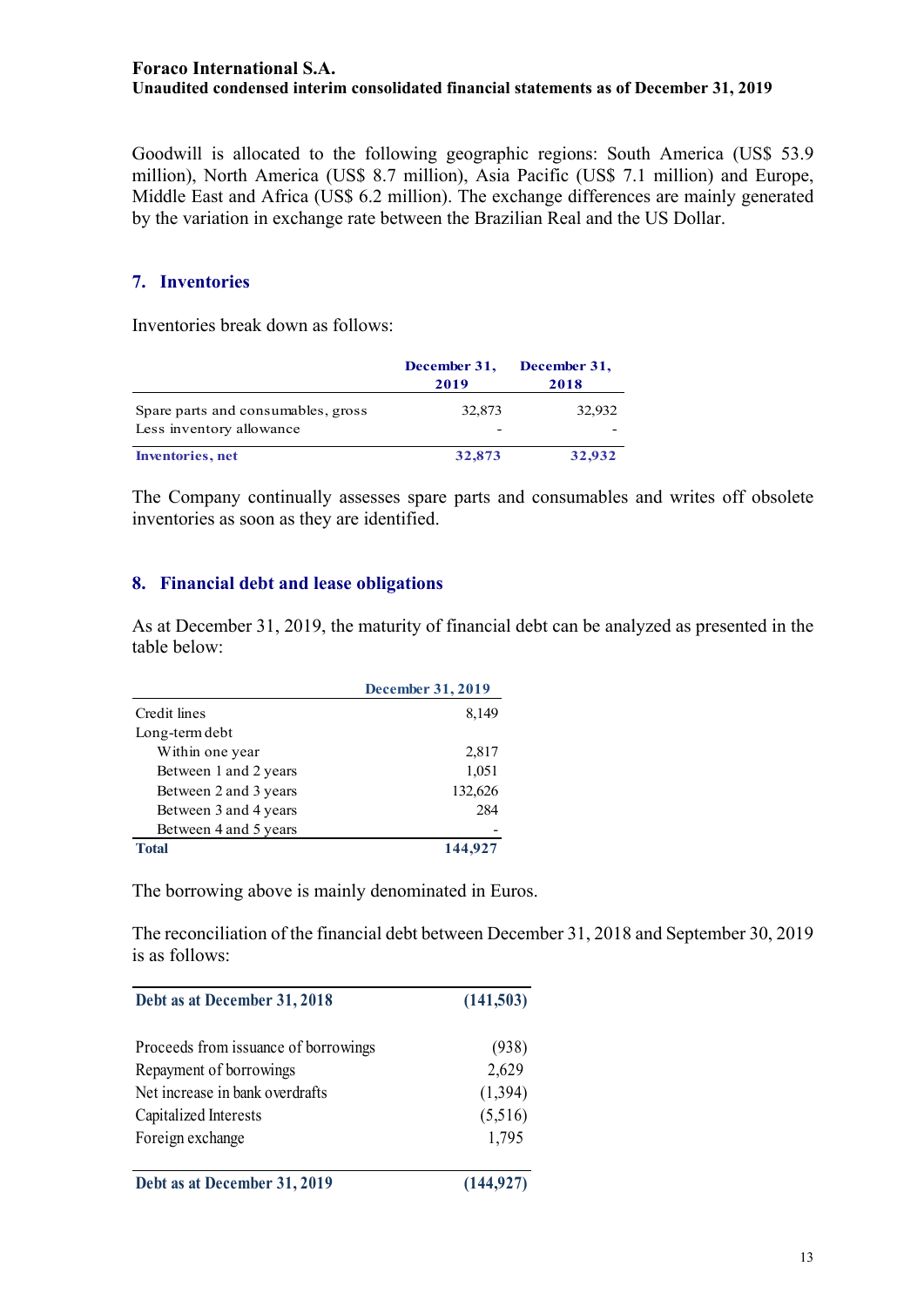Goodwill is allocated to the following geographic regions: South America (US$ 53.9 million), North America (US$ 8.7 million), Asia Pacific (US$ 7.1 million) and Europe, Middle East and Africa (US$ 6.2 million). The exchange differences are mainly generated by the variation in exchange rate between the Brazilian Real and the US Dollar.

## 7. Inventories

Inventories break down as follows:

| | December 31, 2019 | December 31, 2018 |
|---|---|---|
| Spare parts and consumables, gross | 32,873 | 32,932 |
| Less inventory allowance | - | - |
| **Inventories, net** | **32,873** | **32,932** |

The Company continually assesses spare parts and consumables and writes off obsolete inventories as soon as they are identified.

## 8. Financial debt and lease obligations

As at December 31, 2019, the maturity of financial debt can be analyzed as presented in the table below:

| | December 31, 2019 |
|---|---|
| Credit lines | 8,149 |
| Long-term debt | |
| Within one year | 2,817 |
| Between 1 and 2 years | 1,051 |
| Between 2 and 3 years | 132,626 |
| Between 3 and 4 years | 284 |
| Between 4 and 5 years | - |
| **Total** | **144,927** |

The borrowing above is mainly denominated in Euros.

The reconciliation of the financial debt between December 31, 2018 and September 30, 2019 is as follows:

| | |
|---|---|
| **Debt as at December 31, 2018** | **(141,503)** |
| Proceeds from issuance of borrowings | (938) |
| Repayment of borrowings | 2,629 |
| Net increase in bank overdrafts | (1,394) |
| Capitalized Interests | (5,516) |
| Foreign exchange | 1,795 |
| **Debt as at December 31, 2019** | **(144,927)** |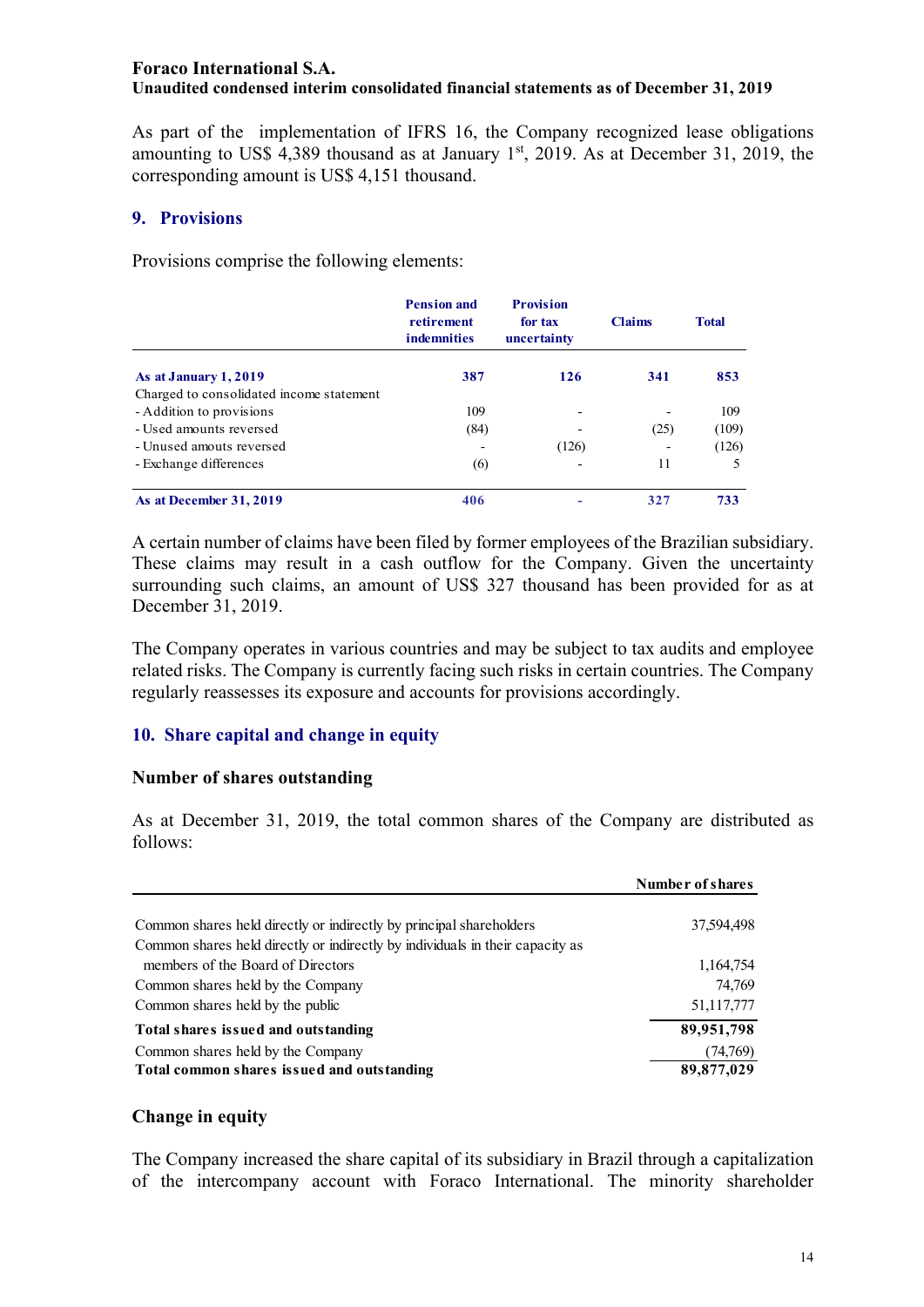As part of the implementation of IFRS 16, the Company recognized lease obligations amounting to US$ 4,389 thousand as at January 1st, 2019. As at December 31, 2019, the corresponding amount is US$ 4,151 thousand.

## 9. Provisions

Provisions comprise the following elements:

| | Pension and retirement indemnities | Provision for tax uncertainty | Claims | Total |
|---|---|---|---|---|
| **As at January 1, 2019** | **387** | **126** | **341** | **853** |
| Charged to consolidated income statement | | | | |
| - Addition to provisions | 109 | - | - | 109 |
| - Used amounts reversed | (84) | - | (25) | (109) |
| - Unused amouts reversed | - | (126) | - | (126) |
| - Exchange differences | (6) | - | 11 | 5 |
| **As at December 31, 2019** | **406** | **-** | **327** | **733** |

A certain number of claims have been filed by former employees of the Brazilian subsidiary. These claims may result in a cash outflow for the Company. Given the uncertainty surrounding such claims, an amount of US$ 327 thousand has been provided for as at December 31, 2019.

The Company operates in various countries and may be subject to tax audits and employee related risks. The Company is currently facing such risks in certain countries. The Company regularly reassesses its exposure and accounts for provisions accordingly.

## 10. Share capital and change in equity

### Number of shares outstanding

As at December 31, 2019, the total common shares of the Company are distributed as follows:

| | Number of shares |
|---|---|
| Common shares held directly or indirectly by principal shareholders | 37,594,498 |
| Common shares held directly or indirectly by individuals in their capacity as members of the Board of Directors | 1,164,754 |
| Common shares held by the Company | 74,769 |
| Common shares held by the public | 51,117,777 |
| **Total shares issued and outstanding** | **89,951,798** |
| Common shares held by the Company | (74,769) |
| **Total common shares issued and outstanding** | **89,877,029** |

### Change in equity

The Company increased the share capital of its subsidiary in Brazil through a capitalization of the intercompany account with Foraco International. The minority shareholder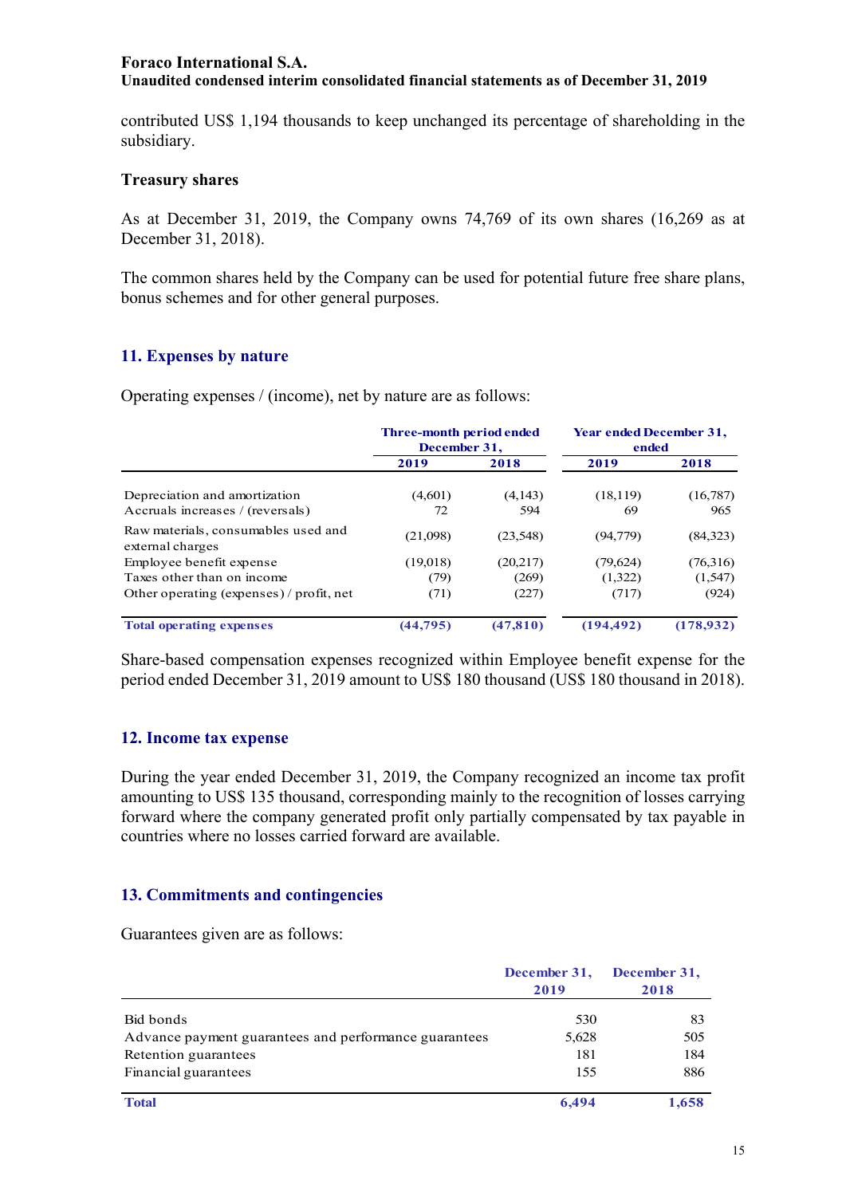contributed US$ 1,194 thousands to keep unchanged its percentage of shareholding in the subsidiary.

### Treasury shares

As at December 31, 2019, the Company owns 74,769 of its own shares (16,269 as at December 31, 2018).

The common shares held by the Company can be used for potential future free share plans, bonus schemes and for other general purposes.

## 11. Expenses by nature

Operating expenses / (income), net by nature are as follows:

| | Three-month period ended December 31, | | Year ended December 31, ended | |
|---|---|---|---|---|
| | 2019 | 2018 | 2019 | 2018 |
| Depreciation and amortization | (4,601) | (4,143) | (18,119) | (16,787) |
| Accruals increases / (reversals) | 72 | 594 | 69 | 965 |
| Raw materials, consumables used and external charges | (21,098) | (23,548) | (94,779) | (84,323) |
| Employee benefit expense | (19,018) | (20,217) | (79,624) | (76,316) |
| Taxes other than on income | (79) | (269) | (1,322) | (1,547) |
| Other operating (expenses) / profit, net | (71) | (227) | (717) | (924) |
| **Total operating expenses** | **(44,795)** | **(47,810)** | **(194,492)** | **(178,932)** |

Share-based compensation expenses recognized within Employee benefit expense for the period ended December 31, 2019 amount to US$ 180 thousand (US$ 180 thousand in 2018).

## 12. Income tax expense

During the year ended December 31, 2019, the Company recognized an income tax profit amounting to US$ 135 thousand, corresponding mainly to the recognition of losses carrying forward where the company generated profit only partially compensated by tax payable in countries where no losses carried forward are available.

## 13. Commitments and contingencies

Guarantees given are as follows:

| | December 31, 2019 | December 31, 2018 |
|---|---|---|
| Bid bonds | 530 | 83 |
| Advance payment guarantees and performance guarantees | 5,628 | 505 |
| Retention guarantees | 181 | 184 |
| Financial guarantees | 155 | 886 |
| **Total** | **6,494** | **1,658** |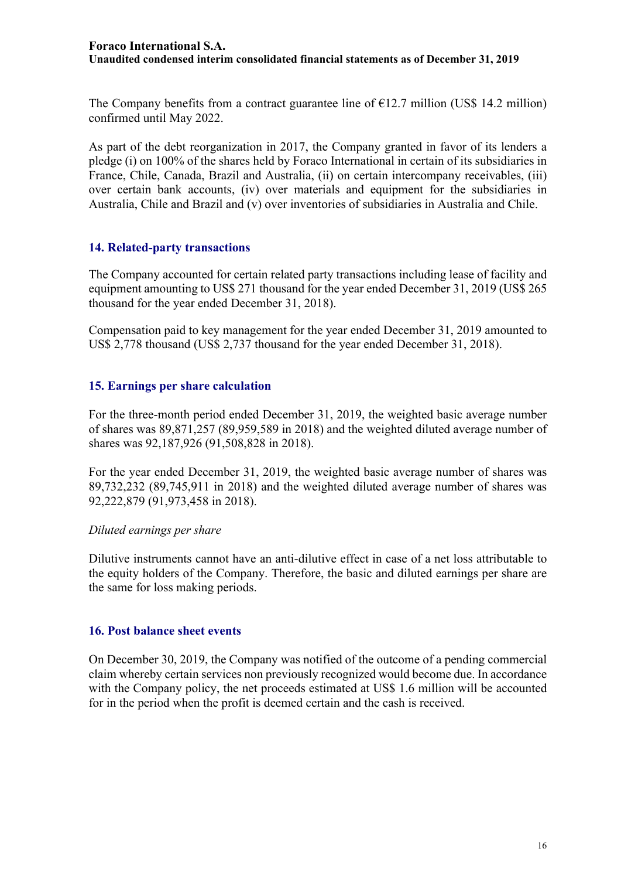The Company benefits from a contract guarantee line of €12.7 million (US$ 14.2 million) confirmed until May 2022.

As part of the debt reorganization in 2017, the Company granted in favor of its lenders a pledge (i) on 100% of the shares held by Foraco International in certain of its subsidiaries in France, Chile, Canada, Brazil and Australia, (ii) on certain intercompany receivables, (iii) over certain bank accounts, (iv) over materials and equipment for the subsidiaries in Australia, Chile and Brazil and (v) over inventories of subsidiaries in Australia and Chile.

## 14. Related-party transactions

The Company accounted for certain related party transactions including lease of facility and equipment amounting to US$ 271 thousand for the year ended December 31, 2019 (US$ 265 thousand for the year ended December 31, 2018).

Compensation paid to key management for the year ended December 31, 2019 amounted to US$ 2,778 thousand (US$ 2,737 thousand for the year ended December 31, 2018).

## 15. Earnings per share calculation

For the three-month period ended December 31, 2019, the weighted basic average number of shares was 89,871,257 (89,959,589 in 2018) and the weighted diluted average number of shares was 92,187,926 (91,508,828 in 2018).

For the year ended December 31, 2019, the weighted basic average number of shares was 89,732,232 (89,745,911 in 2018) and the weighted diluted average number of shares was 92,222,879 (91,973,458 in 2018).

*Diluted earnings per share*

Dilutive instruments cannot have an anti-dilutive effect in case of a net loss attributable to the equity holders of the Company. Therefore, the basic and diluted earnings per share are the same for loss making periods.

## 16. Post balance sheet events

On December 30, 2019, the Company was notified of the outcome of a pending commercial claim whereby certain services non previously recognized would become due. In accordance with the Company policy, the net proceeds estimated at US$ 1.6 million will be accounted for in the period when the profit is deemed certain and the cash is received.